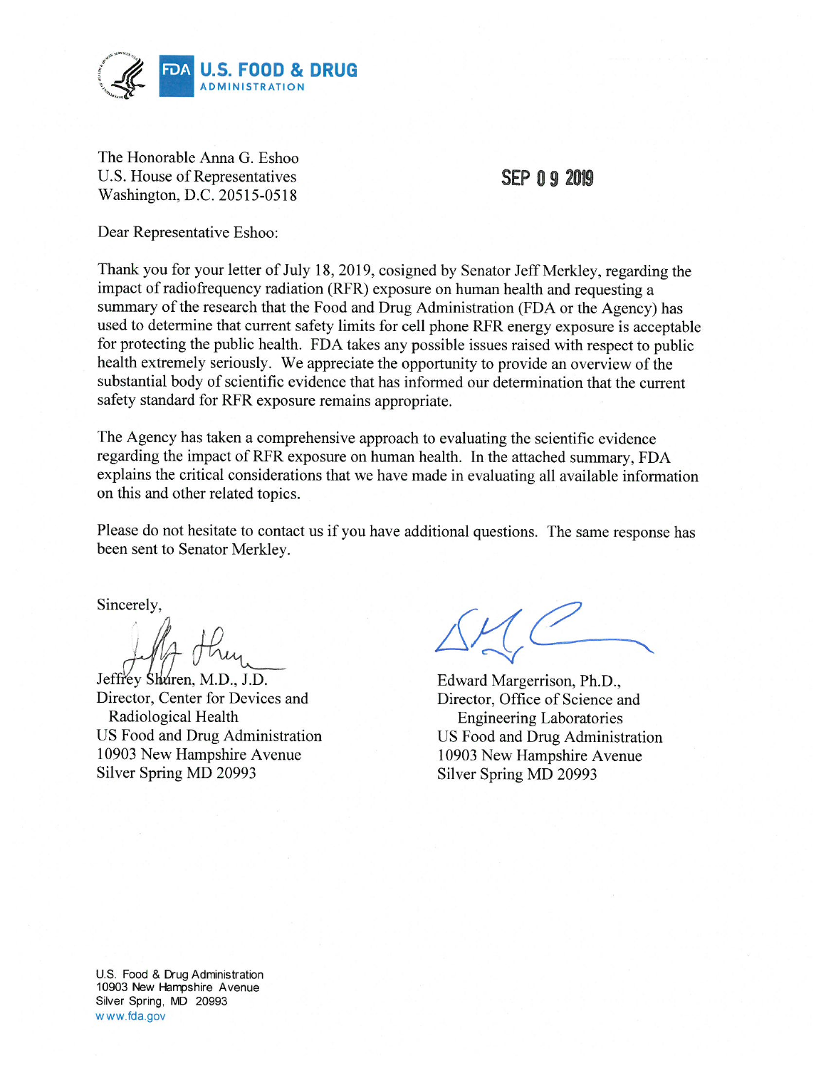U.S. FOOD & DRUG ADMINISTRATION

The Honorable Anna G. Eshoo
U.S. House of Representatives
Washington, D.C. 20515-0518

SEP 09 2019

Dear Representative Eshoo:

Thank you for your letter of July 18, 2019, cosigned by Senator Jeff Merkley, regarding the impact of radiofrequency radiation (RFR) exposure on human health and requesting a summary of the research that the Food and Drug Administration (FDA or the Agency) has used to determine that current safety limits for cell phone RFR energy exposure is acceptable for protecting the public health. FDA takes any possible issues raised with respect to public health extremely seriously. We appreciate the opportunity to provide an overview of the substantial body of scientific evidence that has informed our determination that the current safety standard for RFR exposure remains appropriate.

The Agency has taken a comprehensive approach to evaluating the scientific evidence regarding the impact of RFR exposure on human health. In the attached summary, FDA explains the critical considerations that we have made in evaluating all available information on this and other related topics.

Please do not hesitate to contact us if you have additional questions. The same response has been sent to Senator Merkley.

Sincerely,

Jeffrey Shuren, M.D., J.D.
Director, Center for Devices and Radiological Health
US Food and Drug Administration
10903 New Hampshire Avenue
Silver Spring MD 20993

Edward Margerrison, Ph.D.,
Director, Office of Science and Engineering Laboratories
US Food and Drug Administration
10903 New Hampshire Avenue
Silver Spring MD 20993

U.S. Food & Drug Administration
10903 New Hampshire Avenue
Silver Spring, MD 20993
www.fda.gov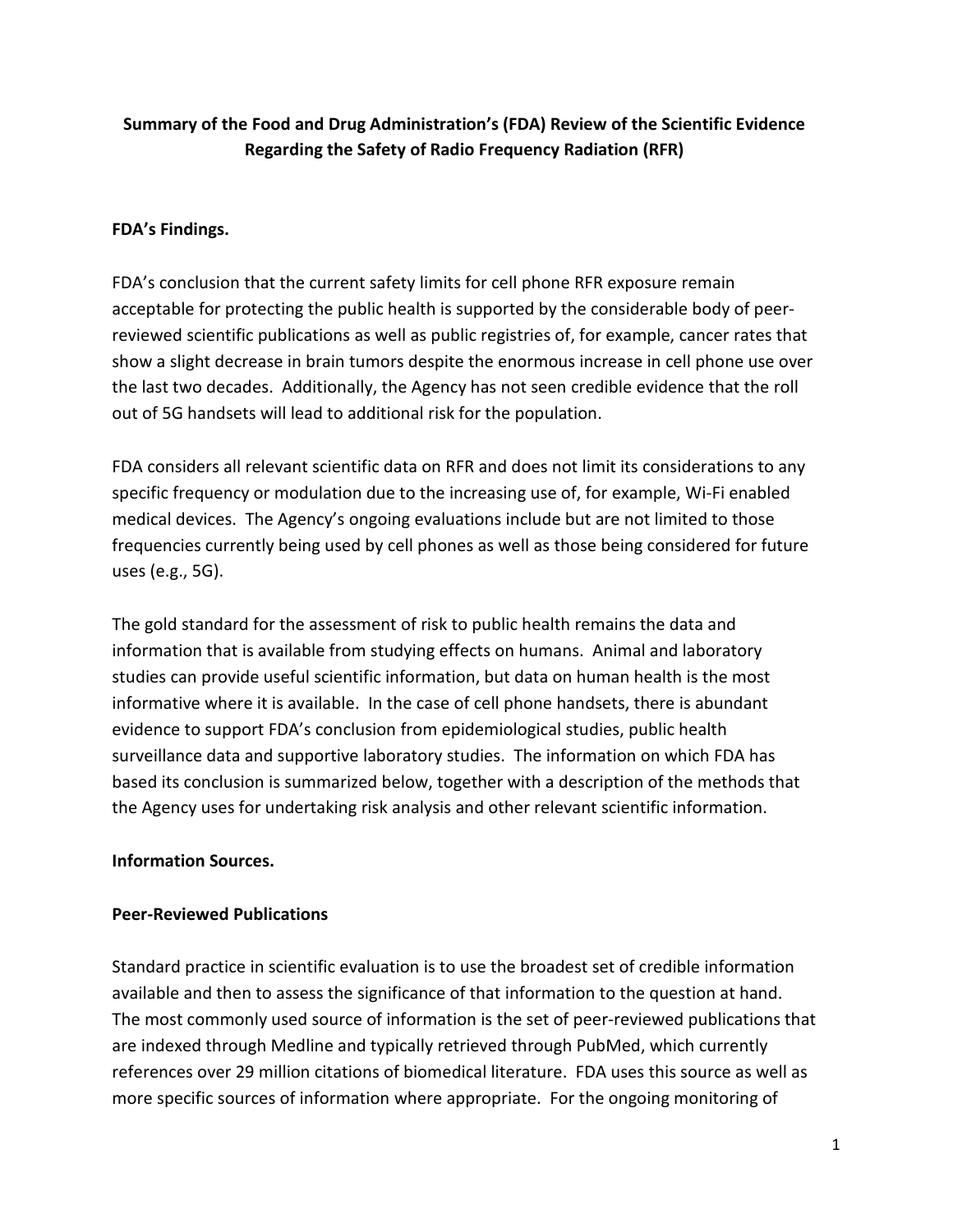**Summary of the Food and Drug Administration's (FDA) Review of the Scientific Evidence Regarding the Safety of Radio Frequency Radiation (RFR)**

**FDA's Findings.**

FDA's conclusion that the current safety limits for cell phone RFR exposure remain acceptable for protecting the public health is supported by the considerable body of peer-reviewed scientific publications as well as public registries of, for example, cancer rates that show a slight decrease in brain tumors despite the enormous increase in cell phone use over the last two decades. Additionally, the Agency has not seen credible evidence that the roll out of 5G handsets will lead to additional risk for the population.

FDA considers all relevant scientific data on RFR and does not limit its considerations to any specific frequency or modulation due to the increasing use of, for example, Wi-Fi enabled medical devices. The Agency's ongoing evaluations include but are not limited to those frequencies currently being used by cell phones as well as those being considered for future uses (e.g., 5G).

The gold standard for the assessment of risk to public health remains the data and information that is available from studying effects on humans. Animal and laboratory studies can provide useful scientific information, but data on human health is the most informative where it is available. In the case of cell phone handsets, there is abundant evidence to support FDA's conclusion from epidemiological studies, public health surveillance data and supportive laboratory studies. The information on which FDA has based its conclusion is summarized below, together with a description of the methods that the Agency uses for undertaking risk analysis and other relevant scientific information.

**Information Sources.**

**Peer-Reviewed Publications**

Standard practice in scientific evaluation is to use the broadest set of credible information available and then to assess the significance of that information to the question at hand. The most commonly used source of information is the set of peer-reviewed publications that are indexed through Medline and typically retrieved through PubMed, which currently references over 29 million citations of biomedical literature. FDA uses this source as well as more specific sources of information where appropriate. For the ongoing monitoring of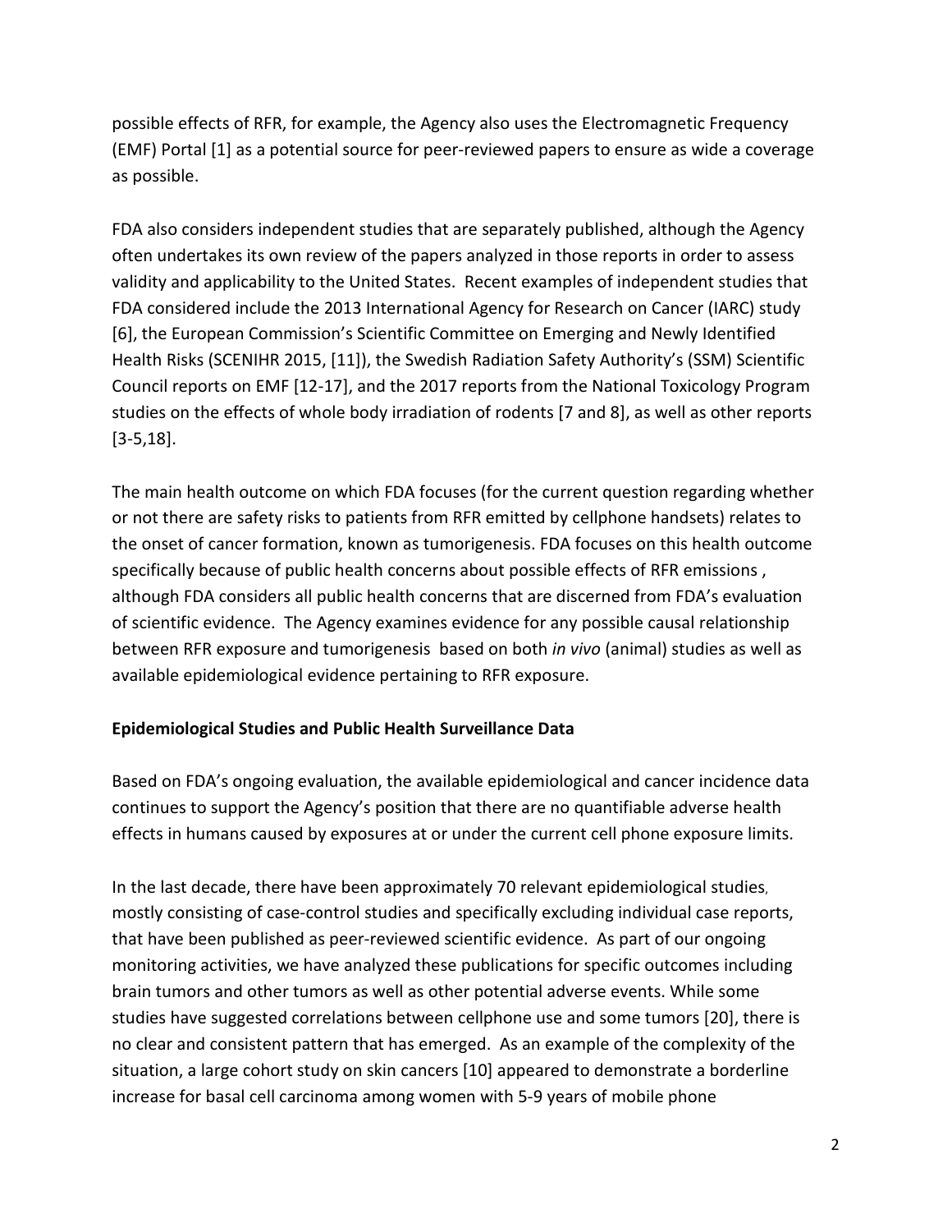possible effects of RFR, for example, the Agency also uses the Electromagnetic Frequency (EMF) Portal [1] as a potential source for peer-reviewed papers to ensure as wide a coverage as possible.

FDA also considers independent studies that are separately published, although the Agency often undertakes its own review of the papers analyzed in those reports in order to assess validity and applicability to the United States. Recent examples of independent studies that FDA considered include the 2013 International Agency for Research on Cancer (IARC) study [6], the European Commission's Scientific Committee on Emerging and Newly Identified Health Risks (SCENIHR 2015, [11]), the Swedish Radiation Safety Authority's (SSM) Scientific Council reports on EMF [12-17], and the 2017 reports from the National Toxicology Program studies on the effects of whole body irradiation of rodents [7 and 8], as well as other reports [3-5,18].

The main health outcome on which FDA focuses (for the current question regarding whether or not there are safety risks to patients from RFR emitted by cellphone handsets) relates to the onset of cancer formation, known as tumorigenesis. FDA focuses on this health outcome specifically because of public health concerns about possible effects of RFR emissions , although FDA considers all public health concerns that are discerned from FDA's evaluation of scientific evidence. The Agency examines evidence for any possible causal relationship between RFR exposure and tumorigenesis based on both *in vivo* (animal) studies as well as available epidemiological evidence pertaining to RFR exposure.

**Epidemiological Studies and Public Health Surveillance Data**

Based on FDA's ongoing evaluation, the available epidemiological and cancer incidence data continues to support the Agency's position that there are no quantifiable adverse health effects in humans caused by exposures at or under the current cell phone exposure limits.

In the last decade, there have been approximately 70 relevant epidemiological studies, mostly consisting of case-control studies and specifically excluding individual case reports, that have been published as peer-reviewed scientific evidence. As part of our ongoing monitoring activities, we have analyzed these publications for specific outcomes including brain tumors and other tumors as well as other potential adverse events. While some studies have suggested correlations between cellphone use and some tumors [20], there is no clear and consistent pattern that has emerged. As an example of the complexity of the situation, a large cohort study on skin cancers [10] appeared to demonstrate a borderline increase for basal cell carcinoma among women with 5-9 years of mobile phone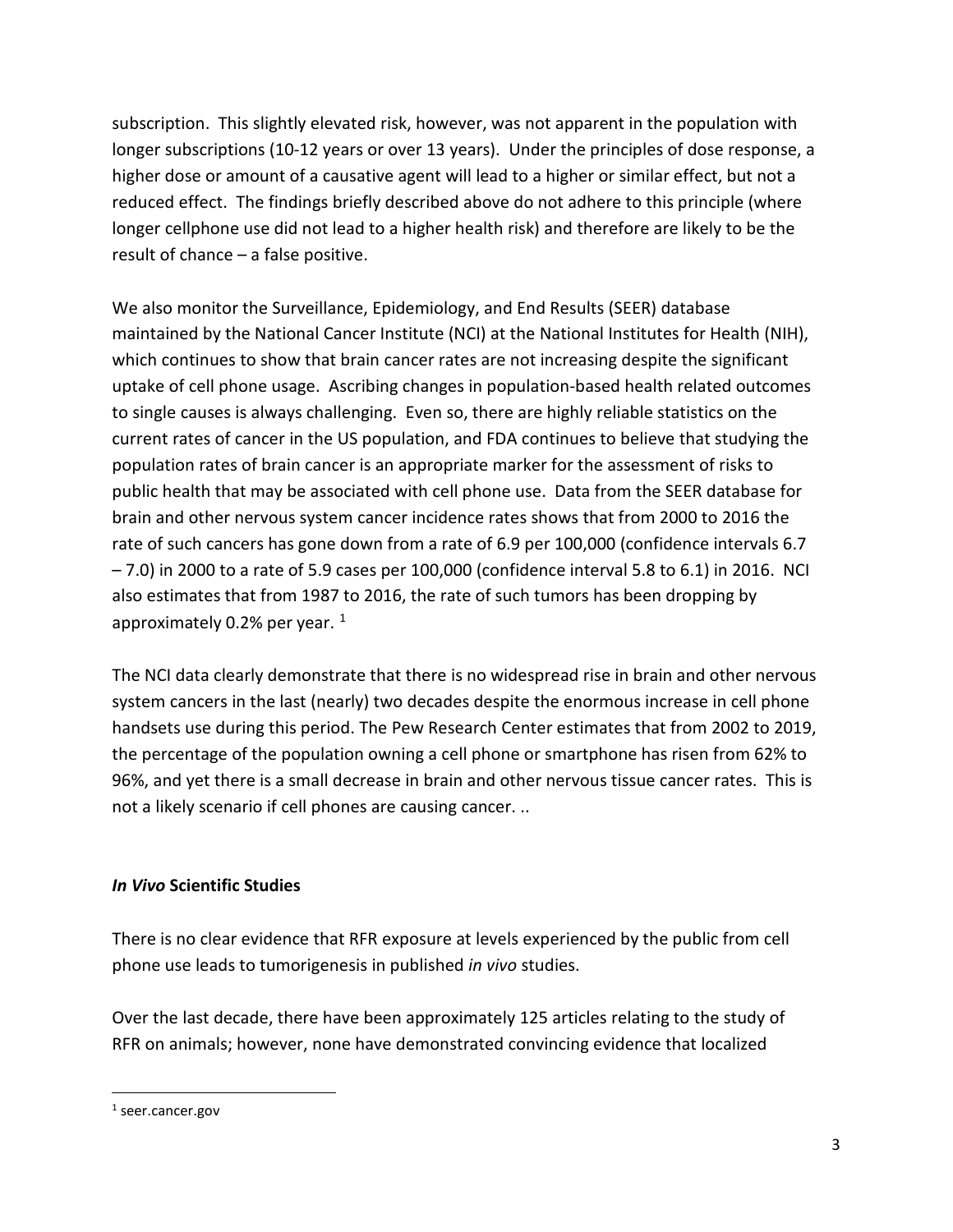subscription. This slightly elevated risk, however, was not apparent in the population with longer subscriptions (10-12 years or over 13 years). Under the principles of dose response, a higher dose or amount of a causative agent will lead to a higher or similar effect, but not a reduced effect. The findings briefly described above do not adhere to this principle (where longer cellphone use did not lead to a higher health risk) and therefore are likely to be the result of chance – a false positive.

We also monitor the Surveillance, Epidemiology, and End Results (SEER) database maintained by the National Cancer Institute (NCI) at the National Institutes for Health (NIH), which continues to show that brain cancer rates are not increasing despite the significant uptake of cell phone usage. Ascribing changes in population-based health related outcomes to single causes is always challenging. Even so, there are highly reliable statistics on the current rates of cancer in the US population, and FDA continues to believe that studying the population rates of brain cancer is an appropriate marker for the assessment of risks to public health that may be associated with cell phone use. Data from the SEER database for brain and other nervous system cancer incidence rates shows that from 2000 to 2016 the rate of such cancers has gone down from a rate of 6.9 per 100,000 (confidence intervals 6.7 – 7.0) in 2000 to a rate of 5.9 cases per 100,000 (confidence interval 5.8 to 6.1) in 2016. NCI also estimates that from 1987 to 2016, the rate of such tumors has been dropping by approximately 0.2% per year. [1]

The NCI data clearly demonstrate that there is no widespread rise in brain and other nervous system cancers in the last (nearly) two decades despite the enormous increase in cell phone handsets use during this period. The Pew Research Center estimates that from 2002 to 2019, the percentage of the population owning a cell phone or smartphone has risen from 62% to 96%, and yet there is a small decrease in brain and other nervous tissue cancer rates. This is not a likely scenario if cell phones are causing cancer. ..

### *In Vivo* Scientific Studies

There is no clear evidence that RFR exposure at levels experienced by the public from cell phone use leads to tumorigenesis in published *in vivo* studies.

Over the last decade, there have been approximately 125 articles relating to the study of RFR on animals; however, none have demonstrated convincing evidence that localized

[1] seer.cancer.gov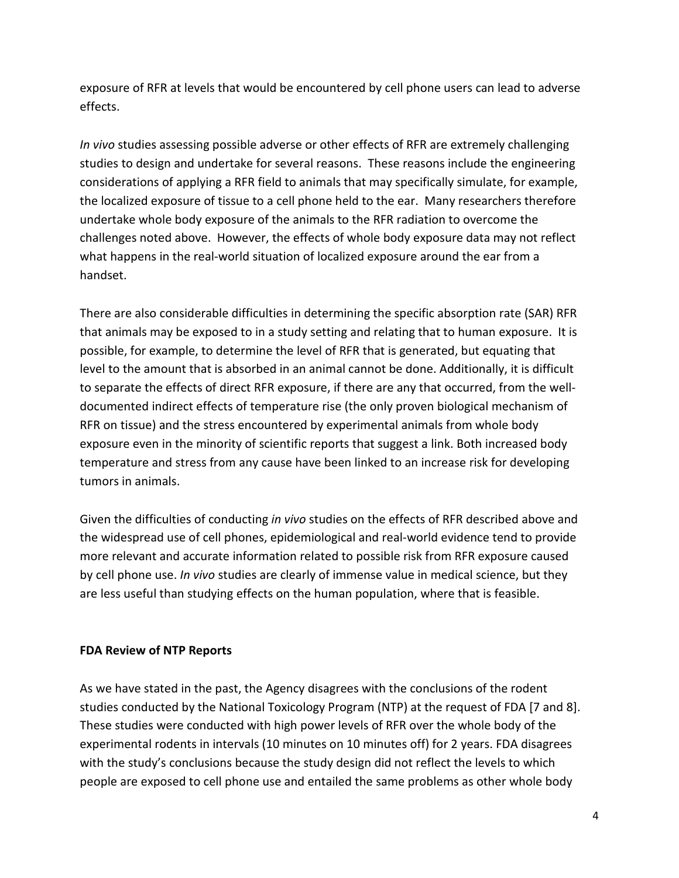exposure of RFR at levels that would be encountered by cell phone users can lead to adverse effects.

*In vivo* studies assessing possible adverse or other effects of RFR are extremely challenging studies to design and undertake for several reasons. These reasons include the engineering considerations of applying a RFR field to animals that may specifically simulate, for example, the localized exposure of tissue to a cell phone held to the ear. Many researchers therefore undertake whole body exposure of the animals to the RFR radiation to overcome the challenges noted above. However, the effects of whole body exposure data may not reflect what happens in the real-world situation of localized exposure around the ear from a handset.

There are also considerable difficulties in determining the specific absorption rate (SAR) RFR that animals may be exposed to in a study setting and relating that to human exposure. It is possible, for example, to determine the level of RFR that is generated, but equating that level to the amount that is absorbed in an animal cannot be done. Additionally, it is difficult to separate the effects of direct RFR exposure, if there are any that occurred, from the well-documented indirect effects of temperature rise (the only proven biological mechanism of RFR on tissue) and the stress encountered by experimental animals from whole body exposure even in the minority of scientific reports that suggest a link. Both increased body temperature and stress from any cause have been linked to an increase risk for developing tumors in animals.

Given the difficulties of conducting *in vivo* studies on the effects of RFR described above and the widespread use of cell phones, epidemiological and real-world evidence tend to provide more relevant and accurate information related to possible risk from RFR exposure caused by cell phone use. *In vivo* studies are clearly of immense value in medical science, but they are less useful than studying effects on the human population, where that is feasible.

## FDA Review of NTP Reports

As we have stated in the past, the Agency disagrees with the conclusions of the rodent studies conducted by the National Toxicology Program (NTP) at the request of FDA [7 and 8]. These studies were conducted with high power levels of RFR over the whole body of the experimental rodents in intervals (10 minutes on 10 minutes off) for 2 years. FDA disagrees with the study's conclusions because the study design did not reflect the levels to which people are exposed to cell phone use and entailed the same problems as other whole body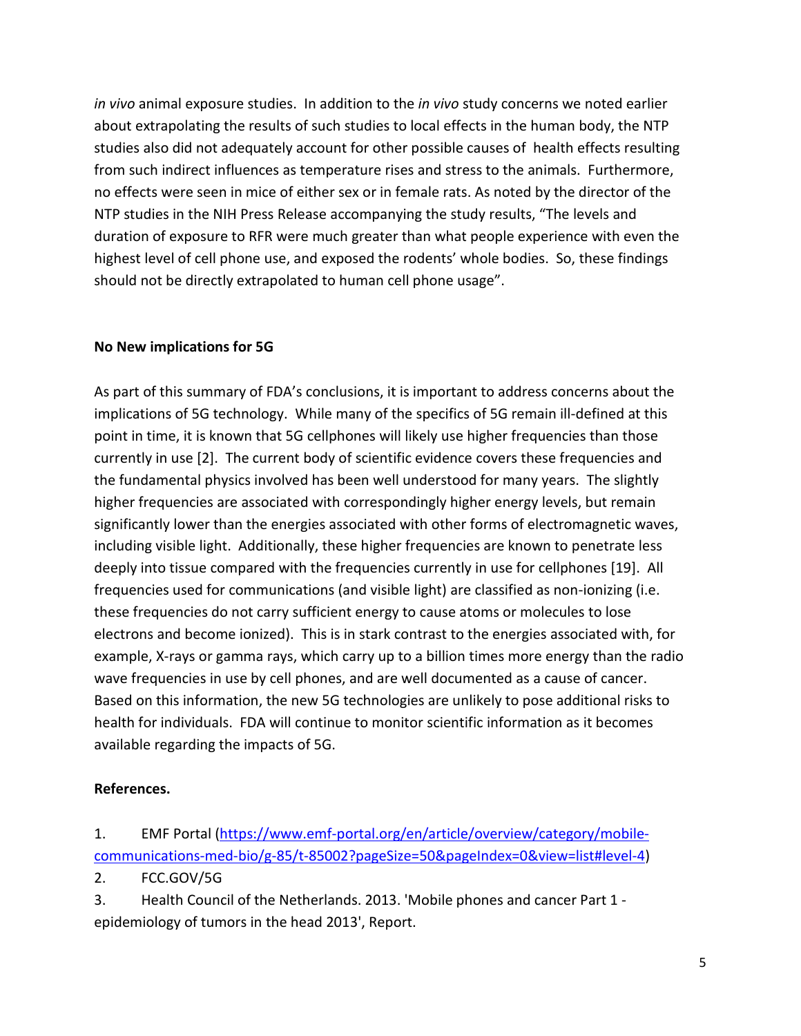*in vivo* animal exposure studies. In addition to the *in vivo* study concerns we noted earlier about extrapolating the results of such studies to local effects in the human body, the NTP studies also did not adequately account for other possible causes of health effects resulting from such indirect influences as temperature rises and stress to the animals. Furthermore, no effects were seen in mice of either sex or in female rats. As noted by the director of the NTP studies in the NIH Press Release accompanying the study results, "The levels and duration of exposure to RFR were much greater than what people experience with even the highest level of cell phone use, and exposed the rodents' whole bodies. So, these findings should not be directly extrapolated to human cell phone usage".

**No New implications for 5G**

As part of this summary of FDA's conclusions, it is important to address concerns about the implications of 5G technology. While many of the specifics of 5G remain ill-defined at this point in time, it is known that 5G cellphones will likely use higher frequencies than those currently in use [2]. The current body of scientific evidence covers these frequencies and the fundamental physics involved has been well understood for many years. The slightly higher frequencies are associated with correspondingly higher energy levels, but remain significantly lower than the energies associated with other forms of electromagnetic waves, including visible light. Additionally, these higher frequencies are known to penetrate less deeply into tissue compared with the frequencies currently in use for cellphones [19]. All frequencies used for communications (and visible light) are classified as non-ionizing (i.e. these frequencies do not carry sufficient energy to cause atoms or molecules to lose electrons and become ionized). This is in stark contrast to the energies associated with, for example, X-rays or gamma rays, which carry up to a billion times more energy than the radio wave frequencies in use by cell phones, and are well documented as a cause of cancer. Based on this information, the new 5G technologies are unlikely to pose additional risks to health for individuals. FDA will continue to monitor scientific information as it becomes available regarding the impacts of 5G.

**References.**

1. EMF Portal (https://www.emf-portal.org/en/article/overview/category/mobile-communications-med-bio/g-85/t-85002?pageSize=50&pageIndex=0&view=list#level-4)
2. FCC.GOV/5G
3. Health Council of the Netherlands. 2013. 'Mobile phones and cancer Part 1 - epidemiology of tumors in the head 2013', Report.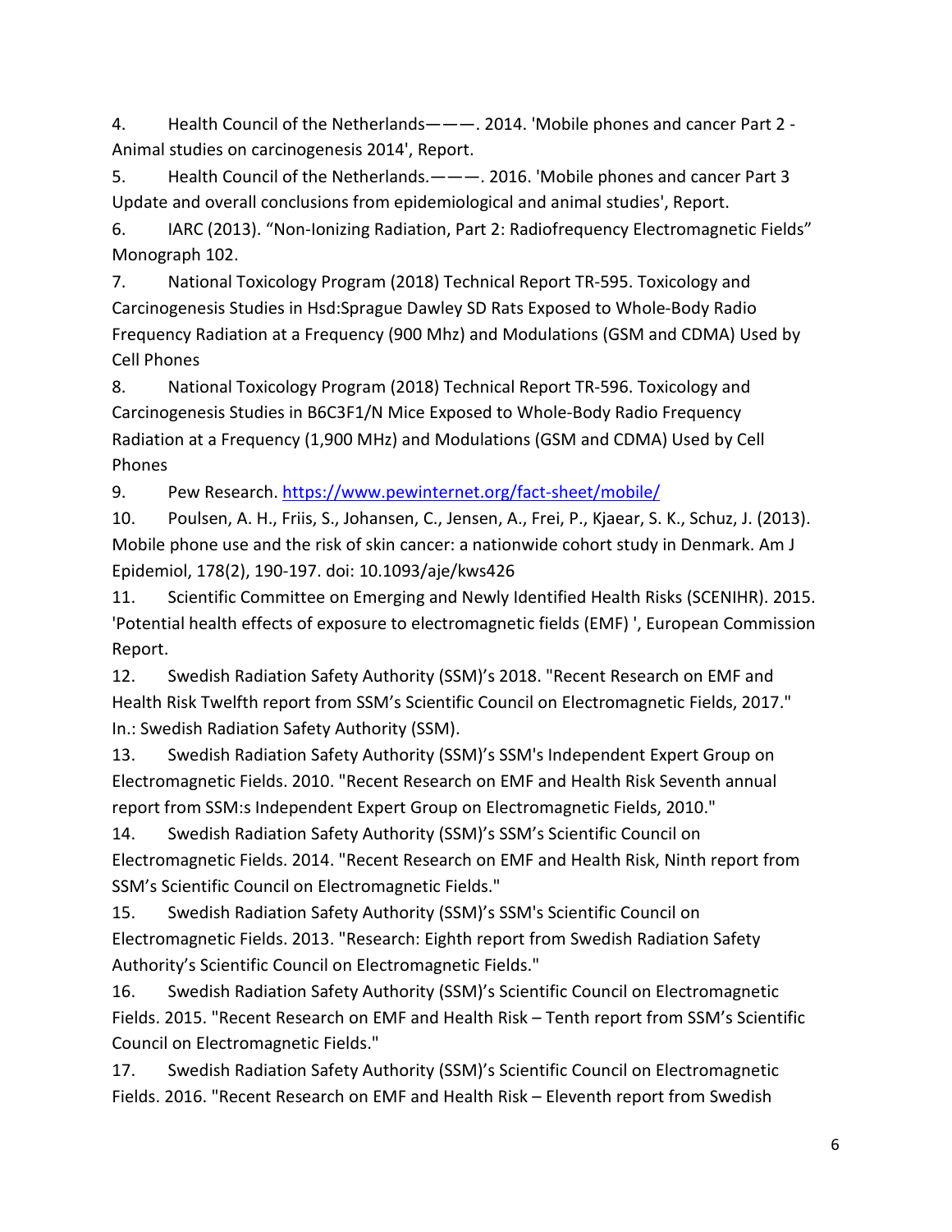4. Health Council of the Netherlands———. 2014. 'Mobile phones and cancer Part 2 - Animal studies on carcinogenesis 2014', Report.

5. Health Council of the Netherlands.———. 2016. 'Mobile phones and cancer Part 3 Update and overall conclusions from epidemiological and animal studies', Report.

6. IARC (2013). “Non-Ionizing Radiation, Part 2: Radiofrequency Electromagnetic Fields” Monograph 102.

7. National Toxicology Program (2018) Technical Report TR-595. Toxicology and Carcinogenesis Studies in Hsd:Sprague Dawley SD Rats Exposed to Whole-Body Radio Frequency Radiation at a Frequency (900 Mhz) and Modulations (GSM and CDMA) Used by Cell Phones

8. National Toxicology Program (2018) Technical Report TR-596. Toxicology and Carcinogenesis Studies in B6C3F1/N Mice Exposed to Whole-Body Radio Frequency Radiation at a Frequency (1,900 MHz) and Modulations (GSM and CDMA) Used by Cell Phones

9. Pew Research. https://www.pewinternet.org/fact-sheet/mobile/

10. Poulsen, A. H., Friis, S., Johansen, C., Jensen, A., Frei, P., Kjaear, S. K., Schuz, J. (2013). Mobile phone use and the risk of skin cancer: a nationwide cohort study in Denmark. Am J Epidemiol, 178(2), 190-197. doi: 10.1093/aje/kws426

11. Scientific Committee on Emerging and Newly Identified Health Risks (SCENIHR). 2015. 'Potential health effects of exposure to electromagnetic fields (EMF) ', European Commission Report.

12. Swedish Radiation Safety Authority (SSM)’s 2018. "Recent Research on EMF and Health Risk Twelfth report from SSM’s Scientific Council on Electromagnetic Fields, 2017." In.: Swedish Radiation Safety Authority (SSM).

13. Swedish Radiation Safety Authority (SSM)’s SSM's Independent Expert Group on Electromagnetic Fields. 2010. "Recent Research on EMF and Health Risk Seventh annual report from SSM:s Independent Expert Group on Electromagnetic Fields, 2010."

14. Swedish Radiation Safety Authority (SSM)’s SSM’s Scientific Council on Electromagnetic Fields. 2014. "Recent Research on EMF and Health Risk, Ninth report from SSM’s Scientific Council on Electromagnetic Fields."

15. Swedish Radiation Safety Authority (SSM)’s SSM's Scientific Council on Electromagnetic Fields. 2013. "Research: Eighth report from Swedish Radiation Safety Authority’s Scientific Council on Electromagnetic Fields."

16. Swedish Radiation Safety Authority (SSM)’s Scientific Council on Electromagnetic Fields. 2015. "Recent Research on EMF and Health Risk – Tenth report from SSM’s Scientific Council on Electromagnetic Fields."

17. Swedish Radiation Safety Authority (SSM)’s Scientific Council on Electromagnetic Fields. 2016. "Recent Research on EMF and Health Risk – Eleventh report from Swedish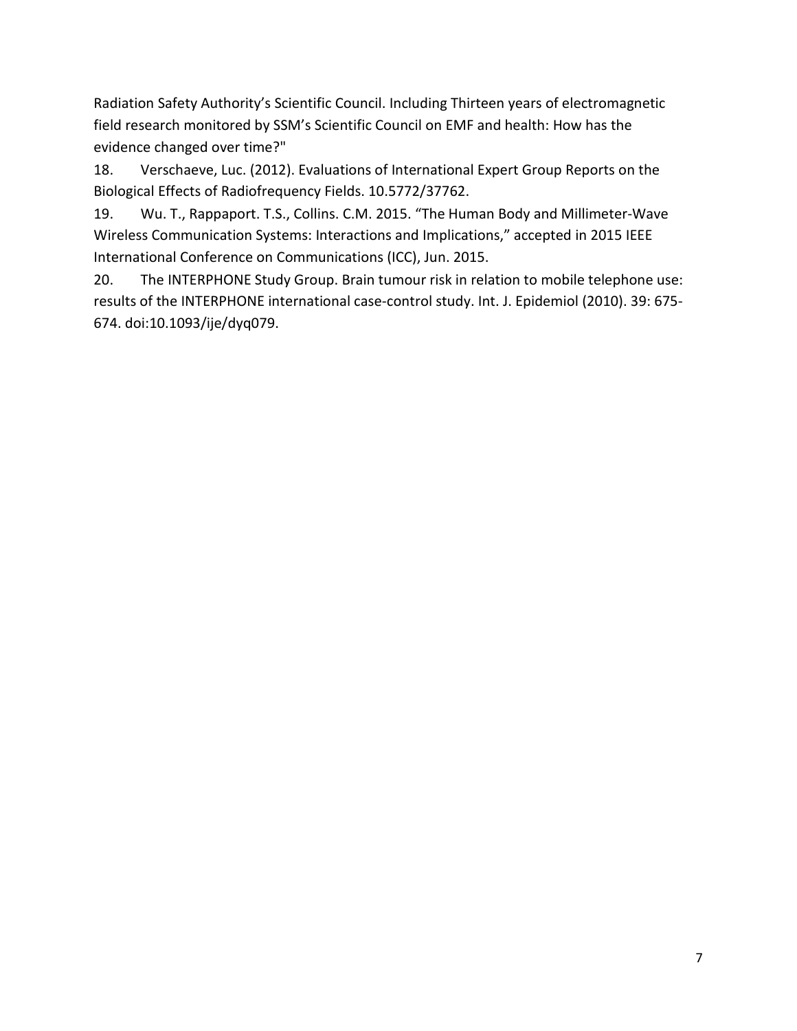Radiation Safety Authority's Scientific Council. Including Thirteen years of electromagnetic field research monitored by SSM's Scientific Council on EMF and health: How has the evidence changed over time?"

18. Verschaeve, Luc. (2012). Evaluations of International Expert Group Reports on the Biological Effects of Radiofrequency Fields. 10.5772/37762.

19. Wu. T., Rappaport. T.S., Collins. C.M. 2015. "The Human Body and Millimeter-Wave Wireless Communication Systems: Interactions and Implications," accepted in 2015 IEEE International Conference on Communications (ICC), Jun. 2015.

20. The INTERPHONE Study Group. Brain tumour risk in relation to mobile telephone use: results of the INTERPHONE international case-control study. Int. J. Epidemiol (2010). 39: 675-674. doi:10.1093/ije/dyq079.